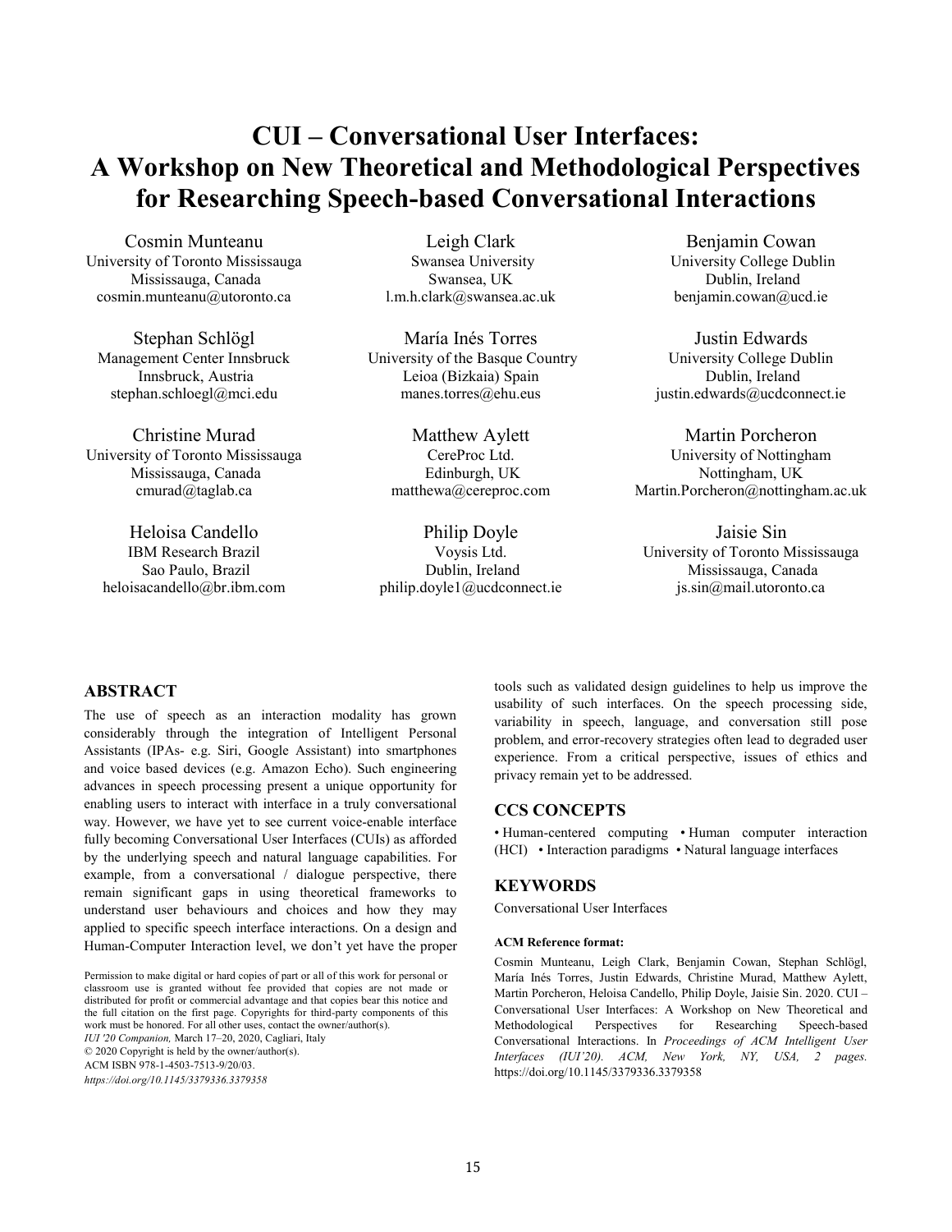# CUI – Conversational User Interfaces: A Workshop on New Theoretical and Methodological Perspectives for Researching Speech-based Conversational Interactions

Cosmin Munteanu
University of Toronto Mississauga
Mississauga, Canada
cosmin.munteanu@utoronto.ca

Leigh Clark
Swansea University
Swansea, UK
l.m.h.clark@swansea.ac.uk

Benjamin Cowan
University College Dublin
Dublin, Ireland
benjamin.cowan@ucd.ie

Stephan Schlögl
Management Center Innsbruck
Innsbruck, Austria
stephan.schloegl@mci.edu

María Inés Torres
University of the Basque Country
Leioa (Bizkaia) Spain
manes.torres@ehu.eus

Justin Edwards
University College Dublin
Dublin, Ireland
justin.edwards@ucdconnect.ie

Christine Murad
University of Toronto Mississauga
Mississauga, Canada
cmurad@taglab.ca

Matthew Aylett
CereProc Ltd.
Edinburgh, UK
matthewa@cereproc.com

Martin Porcheron
University of Nottingham
Nottingham, UK
Martin.Porcheron@nottingham.ac.uk

Heloisa Candello
IBM Research Brazil
Sao Paulo, Brazil
heloisacandello@br.ibm.com

Philip Doyle
Voysis Ltd.
Dublin, Ireland
philip.doyle1@ucdconnect.ie

Jaisie Sin
University of Toronto Mississauga
Mississauga, Canada
js.sin@mail.utoronto.ca

## ABSTRACT

The use of speech as an interaction modality has grown considerably through the integration of Intelligent Personal Assistants (IPAs- e.g. Siri, Google Assistant) into smartphones and voice based devices (e.g. Amazon Echo). Such engineering advances in speech processing present a unique opportunity for enabling users to interact with interface in a truly conversational way. However, we have yet to see current voice-enable interface fully becoming Conversational User Interfaces (CUIs) as afforded by the underlying speech and natural language capabilities. For example, from a conversational / dialogue perspective, there remain significant gaps in using theoretical frameworks to understand user behaviours and choices and how they may applied to specific speech interface interactions. On a design and Human-Computer Interaction level, we don't yet have the proper tools such as validated design guidelines to help us improve the usability of such interfaces. On the speech processing side, variability in speech, language, and conversation still pose problem, and error-recovery strategies often lead to degraded user experience. From a critical perspective, issues of ethics and privacy remain yet to be addressed.

Permission to make digital or hard copies of part or all of this work for personal or classroom use is granted without fee provided that copies are not made or distributed for profit or commercial advantage and that copies bear this notice and the full citation on the first page. Copyrights for third-party components of this work must be honored. For all other uses, contact the owner/author(s).
*IUI '20 Companion,* March 17–20, 2020, Cagliari, Italy
© 2020 Copyright is held by the owner/author(s).
ACM ISBN 978-1-4503-7513-9/20/03.
*https://doi.org/10.1145/3379336.3379358*

## CCS CONCEPTS

• Human-centered computing • Human computer interaction (HCI) • Interaction paradigms • Natural language interfaces

## KEYWORDS

Conversational User Interfaces

#### ACM Reference format:

Cosmin Munteanu, Leigh Clark, Benjamin Cowan, Stephan Schlögl, María Inés Torres, Justin Edwards, Christine Murad, Matthew Aylett, Martin Porcheron, Heloisa Candello, Philip Doyle, Jaisie Sin. 2020. CUI – Conversational User Interfaces: A Workshop on New Theoretical and Methodological Perspectives for Researching Speech-based Conversational Interactions. In *Proceedings of ACM Intelligent User Interfaces (IUI'20). ACM, New York, NY, USA, 2 pages.* https://doi.org/10.1145/3379336.3379358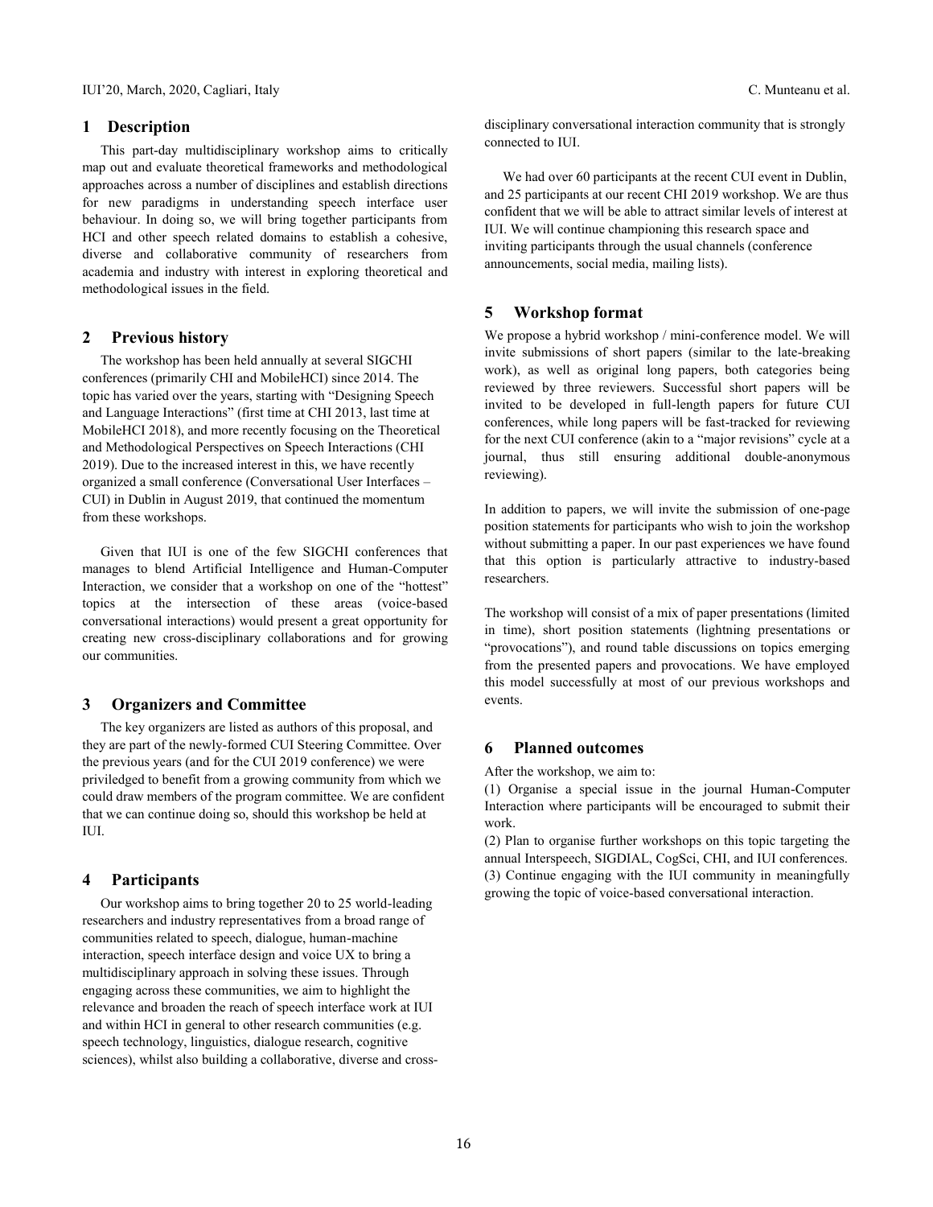## 1 Description

This part-day multidisciplinary workshop aims to critically map out and evaluate theoretical frameworks and methodological approaches across a number of disciplines and establish directions for new paradigms in understanding speech interface user behaviour. In doing so, we will bring together participants from HCI and other speech related domains to establish a cohesive, diverse and collaborative community of researchers from academia and industry with interest in exploring theoretical and methodological issues in the field.

## 2 Previous history

The workshop has been held annually at several SIGCHI conferences (primarily CHI and MobileHCI) since 2014. The topic has varied over the years, starting with "Designing Speech and Language Interactions" (first time at CHI 2013, last time at MobileHCI 2018), and more recently focusing on the Theoretical and Methodological Perspectives on Speech Interactions (CHI 2019). Due to the increased interest in this, we have recently organized a small conference (Conversational User Interfaces – CUI) in Dublin in August 2019, that continued the momentum from these workshops.

Given that IUI is one of the few SIGCHI conferences that manages to blend Artificial Intelligence and Human-Computer Interaction, we consider that a workshop on one of the "hottest" topics at the intersection of these areas (voice-based conversational interactions) would present a great opportunity for creating new cross-disciplinary collaborations and for growing our communities.

## 3 Organizers and Committee

The key organizers are listed as authors of this proposal, and they are part of the newly-formed CUI Steering Committee. Over the previous years (and for the CUI 2019 conference) we were priviledged to benefit from a growing community from which we could draw members of the program committee. We are confident that we can continue doing so, should this workshop be held at IUI.

## 4 Participants

Our workshop aims to bring together 20 to 25 world-leading researchers and industry representatives from a broad range of communities related to speech, dialogue, human-machine interaction, speech interface design and voice UX to bring a multidisciplinary approach in solving these issues. Through engaging across these communities, we aim to highlight the relevance and broaden the reach of speech interface work at IUI and within HCI in general to other research communities (e.g. speech technology, linguistics, dialogue research, cognitive sciences), whilst also building a collaborative, diverse and cross-disciplinary conversational interaction community that is strongly connected to IUI.

We had over 60 participants at the recent CUI event in Dublin, and 25 participants at our recent CHI 2019 workshop. We are thus confident that we will be able to attract similar levels of interest at IUI. We will continue championing this research space and inviting participants through the usual channels (conference announcements, social media, mailing lists).

## 5 Workshop format

We propose a hybrid workshop / mini-conference model. We will invite submissions of short papers (similar to the late-breaking work), as well as original long papers, both categories being reviewed by three reviewers. Successful short papers will be invited to be developed in full-length papers for future CUI conferences, while long papers will be fast-tracked for reviewing for the next CUI conference (akin to a "major revisions" cycle at a journal, thus still ensuring additional double-anonymous reviewing).

In addition to papers, we will invite the submission of one-page position statements for participants who wish to join the workshop without submitting a paper. In our past experiences we have found that this option is particularly attractive to industry-based researchers.

The workshop will consist of a mix of paper presentations (limited in time), short position statements (lightning presentations or "provocations"), and round table discussions on topics emerging from the presented papers and provocations. We have employed this model successfully at most of our previous workshops and events.

## 6 Planned outcomes

After the workshop, we aim to:

(1) Organise a special issue in the journal Human-Computer Interaction where participants will be encouraged to submit their work.

(2) Plan to organise further workshops on this topic targeting the annual Interspeech, SIGDIAL, CogSci, CHI, and IUI conferences.

(3) Continue engaging with the IUI community in meaningfully growing the topic of voice-based conversational interaction.